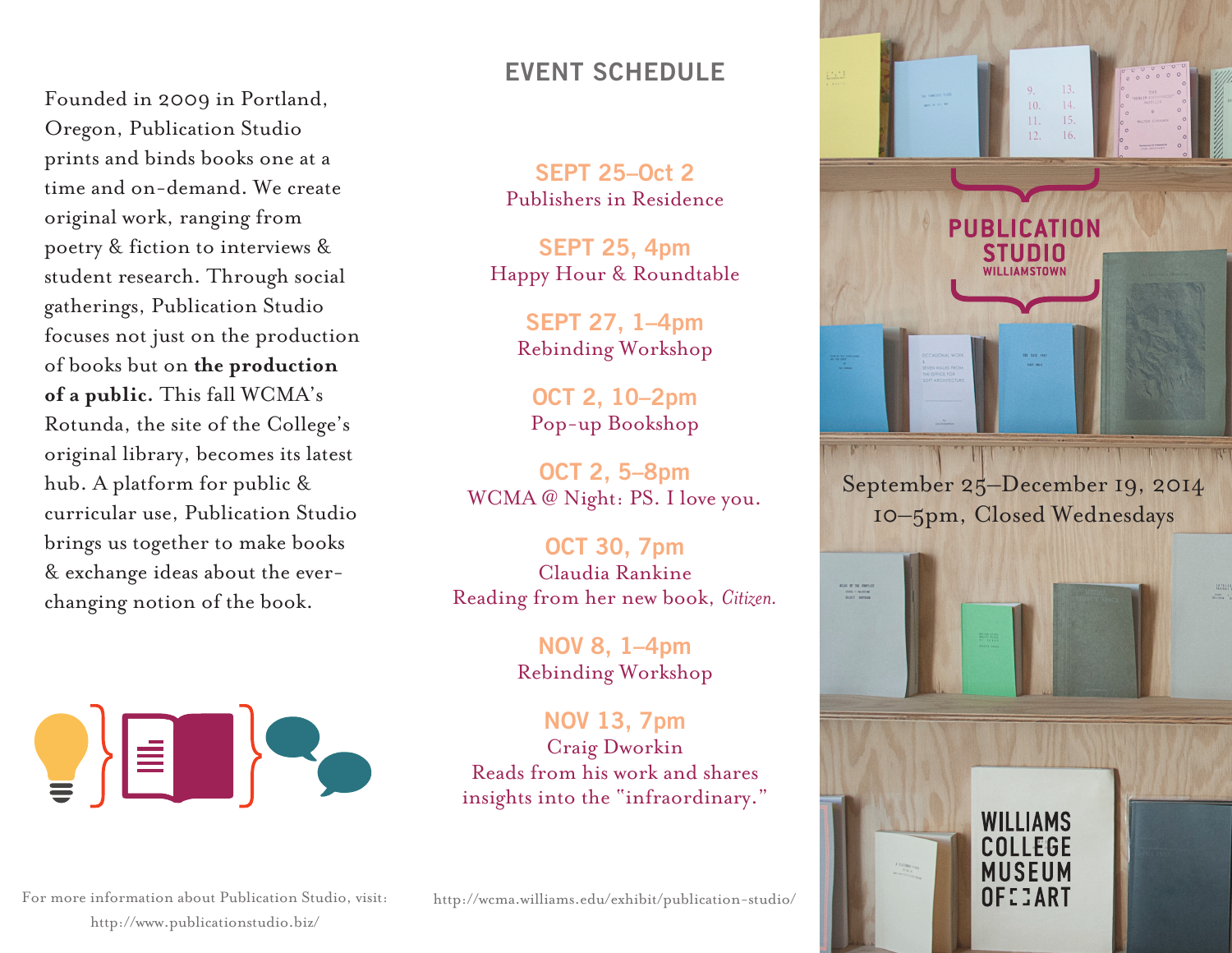Founded in 2009 in Portland, Oregon, Publication Studio prints and binds books one at a time and on-demand. We create original work, ranging from poetry & fiction to interviews & student research. Through social gatherings, Publication Studio focuses not just on the production of books but on **the production of a public.** This fall WCMA's Rotunda, the site of the College's original library, becomes its latest hub. A platform for public & curricular use, Publication Studio brings us together to make books & exchange ideas about the ever-changing notion of the book.

For more information about Publication Studio, visit: http://www.publicationstudio.biz/

## EVENT SCHEDULE

**SEPT 25–Oct 2**
Publishers in Residence

**SEPT 25, 4pm**
Happy Hour & Roundtable

**SEPT 27, 1–4pm**
Rebinding Workshop

**OCT 2, 10–2pm**
Pop-up Bookshop

**OCT 2, 5–8pm**
WCMA @ Night: PS. I love you.

**OCT 30, 7pm**
Claudia Rankine
Reading from her new book, *Citizen.*

**NOV 8, 1–4pm**
Rebinding Workshop

**NOV 13, 7pm**
Craig Dworkin
Reads from his work and shares insights into the "infraordinary."

http://wcma.williams.edu/exhibit/publication-studio/

# PUBLICATION STUDIO
WILLIAMSTOWN

September 25–December 19, 2014
10–5pm, Closed Wednesdays

WILLIAMS COLLEGE MUSEUM OF ART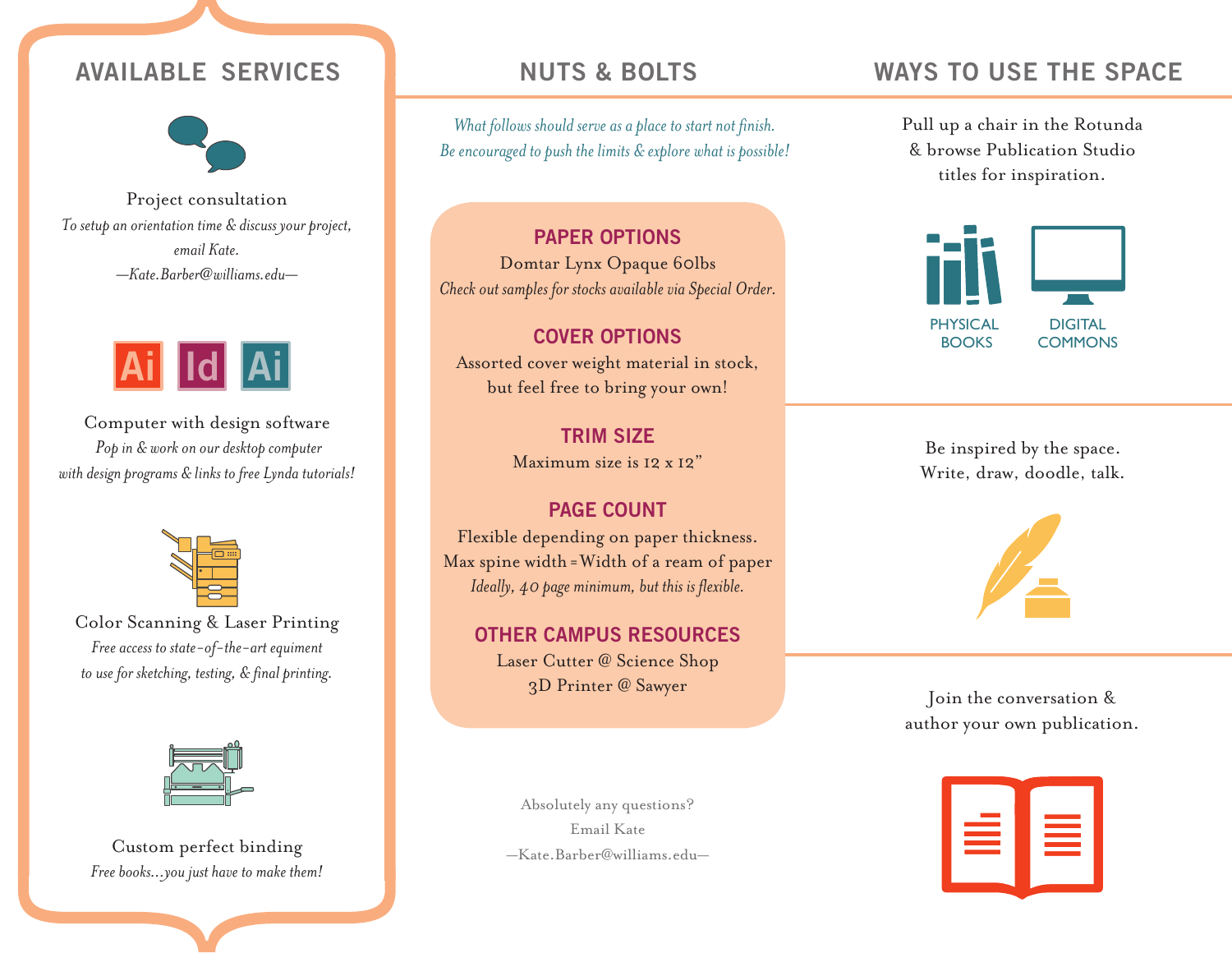## AVAILABLE SERVICES

Project consultation
*To setup an orientation time & discuss your project, email Kate.*
*—Kate.Barber@williams.edu—*

Ai Id Ai

Computer with design software
*Pop in & work on our desktop computer with design programs & links to free Lynda tutorials!*

Color Scanning & Laser Printing
*Free access to state-of-the-art equiment to use for sketching, testing, & final printing.*

Custom perfect binding
*Free books...you just have to make them!*

## NUTS & BOLTS

*What follows should serve as a place to start not finish.*
*Be encouraged to push the limits & explore what is possible!*

### PAPER OPTIONS

Domtar Lynx Opaque 60lbs
*Check out samples for stocks available via Special Order.*

### COVER OPTIONS

Assorted cover weight material in stock, but feel free to bring your own!

### TRIM SIZE

Maximum size is 12 x 12"

### PAGE COUNT

Flexible depending on paper thickness.
Max spine width = Width of a ream of paper
*Ideally, 40 page minimum, but this is flexible.*

### OTHER CAMPUS RESOURCES

Laser Cutter @ Science Shop
3D Printer @ Sawyer

Absolutely any questions?
Email Kate
—Kate.Barber@williams.edu—

## WAYS TO USE THE SPACE

Pull up a chair in the Rotunda & browse Publication Studio titles for inspiration.

PHYSICAL BOOKS

DIGITAL COMMONS

Be inspired by the space.
Write, draw, doodle, talk.

Join the conversation & author your own publication.